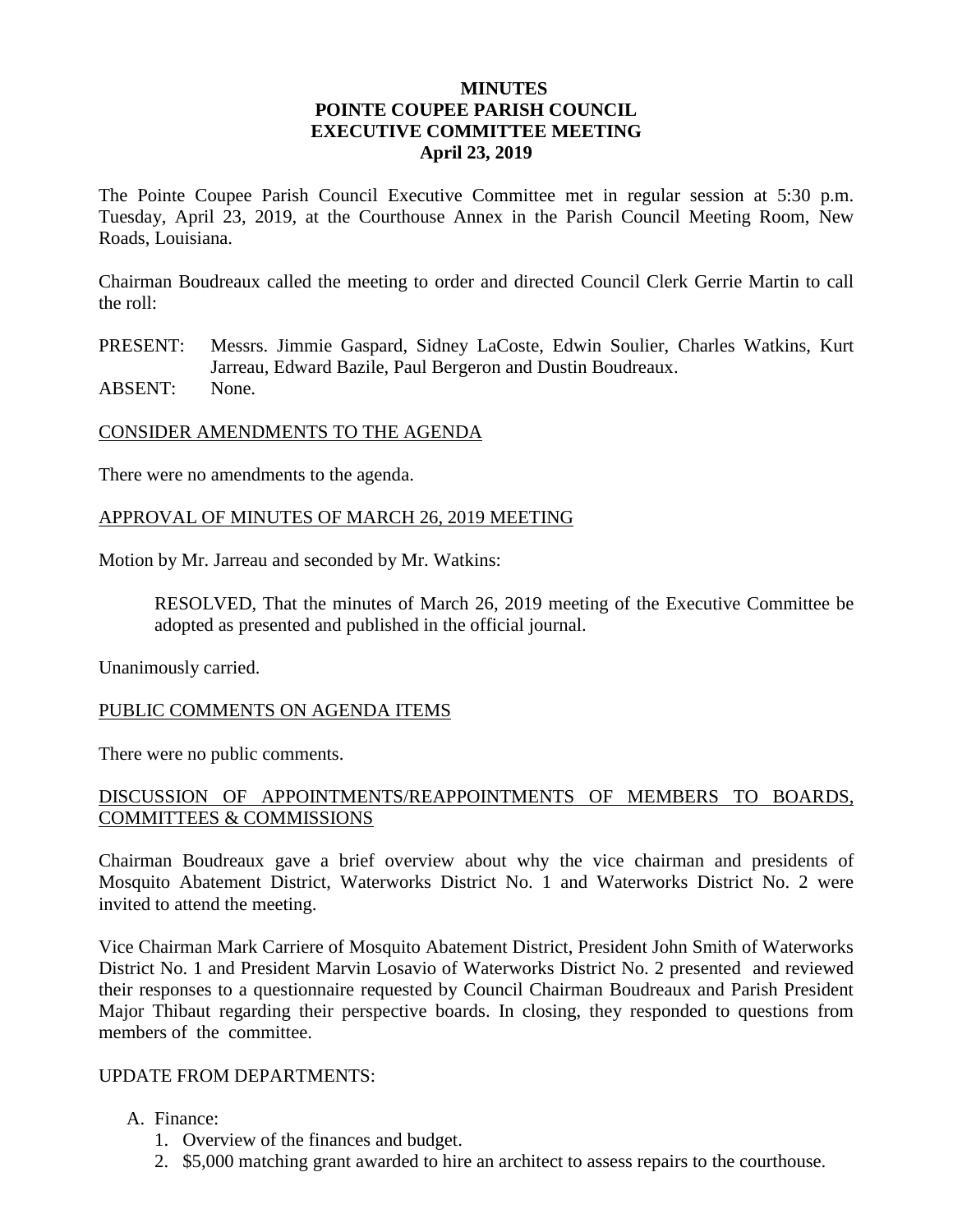# MINUTES
# POINTE COUPEE PARISH COUNCIL
# EXECUTIVE COMMITTEE MEETING
# April 23, 2019

The Pointe Coupee Parish Council Executive Committee met in regular session at 5:30 p.m. Tuesday, April 23, 2019, at the Courthouse Annex in the Parish Council Meeting Room, New Roads, Louisiana.

Chairman Boudreaux called the meeting to order and directed Council Clerk Gerrie Martin to call the roll:

PRESENT: Messrs. Jimmie Gaspard, Sidney LaCoste, Edwin Soulier, Charles Watkins, Kurt Jarreau, Edward Bazile, Paul Bergeron and Dustin Boudreaux.
ABSENT: None.

CONSIDER AMENDMENTS TO THE AGENDA

There were no amendments to the agenda.

APPROVAL OF MINUTES OF MARCH 26, 2019 MEETING

Motion by Mr. Jarreau and seconded by Mr. Watkins:

> RESOLVED, That the minutes of March 26, 2019 meeting of the Executive Committee be adopted as presented and published in the official journal.

Unanimously carried.

PUBLIC COMMENTS ON AGENDA ITEMS

There were no public comments.

DISCUSSION OF APPOINTMENTS/REAPPOINTMENTS OF MEMBERS TO BOARDS, COMMITTEES & COMMISSIONS

Chairman Boudreaux gave a brief overview about why the vice chairman and presidents of Mosquito Abatement District, Waterworks District No. 1 and Waterworks District No. 2 were invited to attend the meeting.

Vice Chairman Mark Carriere of Mosquito Abatement District, President John Smith of Waterworks District No. 1 and President Marvin Losavio of Waterworks District No. 2 presented and reviewed their responses to a questionnaire requested by Council Chairman Boudreaux and Parish President Major Thibaut regarding their perspective boards. In closing, they responded to questions from members of the committee.

UPDATE FROM DEPARTMENTS:

A. Finance:
    1. Overview of the finances and budget.
    2. $5,000 matching grant awarded to hire an architect to assess repairs to the courthouse.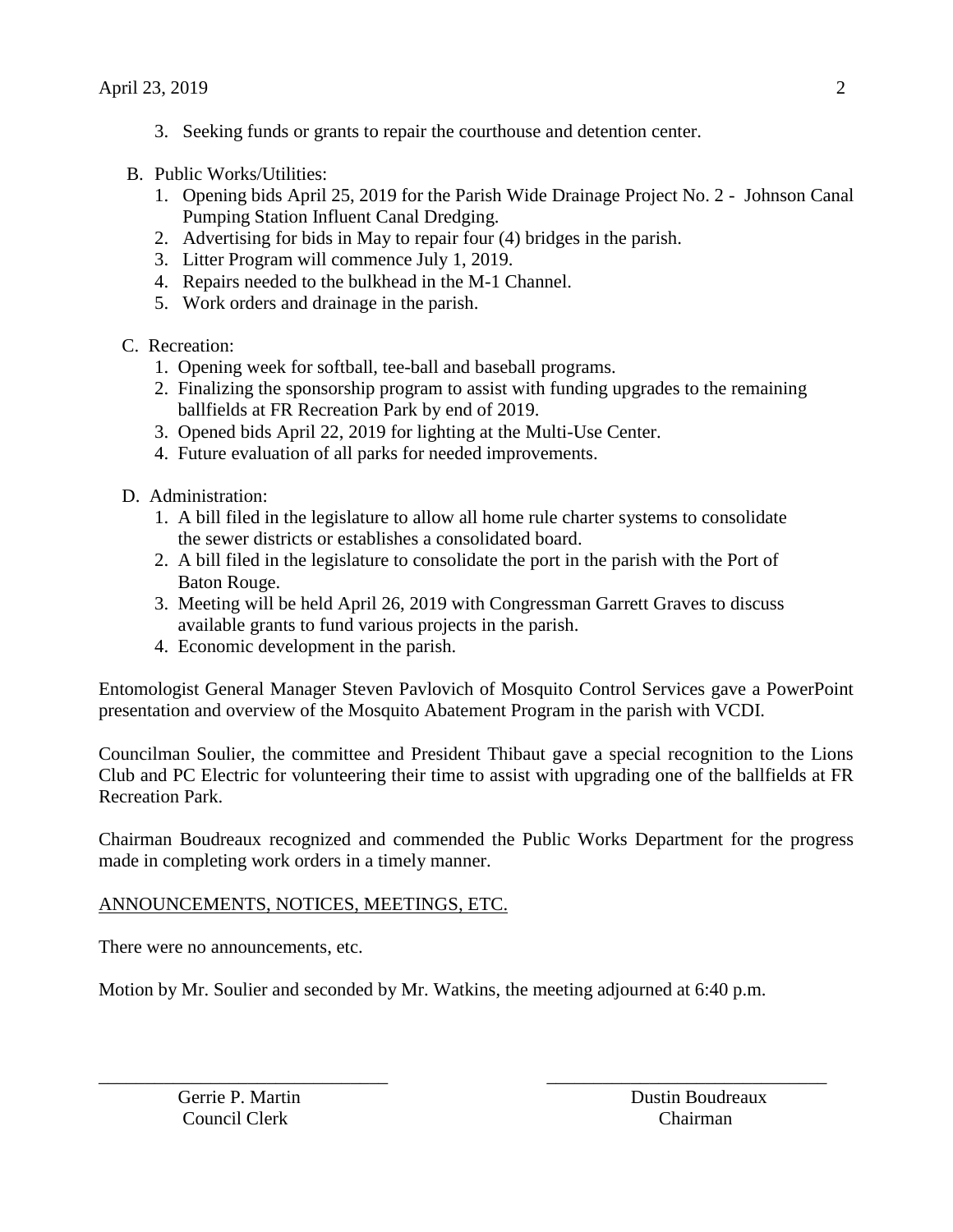3. Seeking funds or grants to repair the courthouse and detention center.

B. Public Works/Utilities:
   1. Opening bids April 25, 2019 for the Parish Wide Drainage Project No. 2 - Johnson Canal Pumping Station Influent Canal Dredging.
   2. Advertising for bids in May to repair four (4) bridges in the parish.
   3. Litter Program will commence July 1, 2019.
   4. Repairs needed to the bulkhead in the M-1 Channel.
   5. Work orders and drainage in the parish.

C. Recreation:
   1. Opening week for softball, tee-ball and baseball programs.
   2. Finalizing the sponsorship program to assist with funding upgrades to the remaining ballfields at FR Recreation Park by end of 2019.
   3. Opened bids April 22, 2019 for lighting at the Multi-Use Center.
   4. Future evaluation of all parks for needed improvements.

D. Administration:
   1. A bill filed in the legislature to allow all home rule charter systems to consolidate the sewer districts or establishes a consolidated board.
   2. A bill filed in the legislature to consolidate the port in the parish with the Port of Baton Rouge.
   3. Meeting will be held April 26, 2019 with Congressman Garrett Graves to discuss available grants to fund various projects in the parish.
   4. Economic development in the parish.

Entomologist General Manager Steven Pavlovich of Mosquito Control Services gave a PowerPoint presentation and overview of the Mosquito Abatement Program in the parish with VCDI.

Councilman Soulier, the committee and President Thibaut gave a special recognition to the Lions Club and PC Electric for volunteering their time to assist with upgrading one of the ballfields at FR Recreation Park.

Chairman Boudreaux recognized and commended the Public Works Department for the progress made in completing work orders in a timely manner.

<u>ANNOUNCEMENTS, NOTICES, MEETINGS, ETC.</u>

There were no announcements, etc.

Motion by Mr. Soulier and seconded by Mr. Watkins, the meeting adjourned at 6:40 p.m.

\_\_\_\_\_\_\_\_\_\_\_\_\_\_\_\_\_\_\_\_\_\_\_\_\_\_\_\_\_\_
Gerrie P. Martin
Council Clerk

\_\_\_\_\_\_\_\_\_\_\_\_\_\_\_\_\_\_\_\_\_\_\_\_\_\_\_\_\_\_
Dustin Boudreaux
Chairman